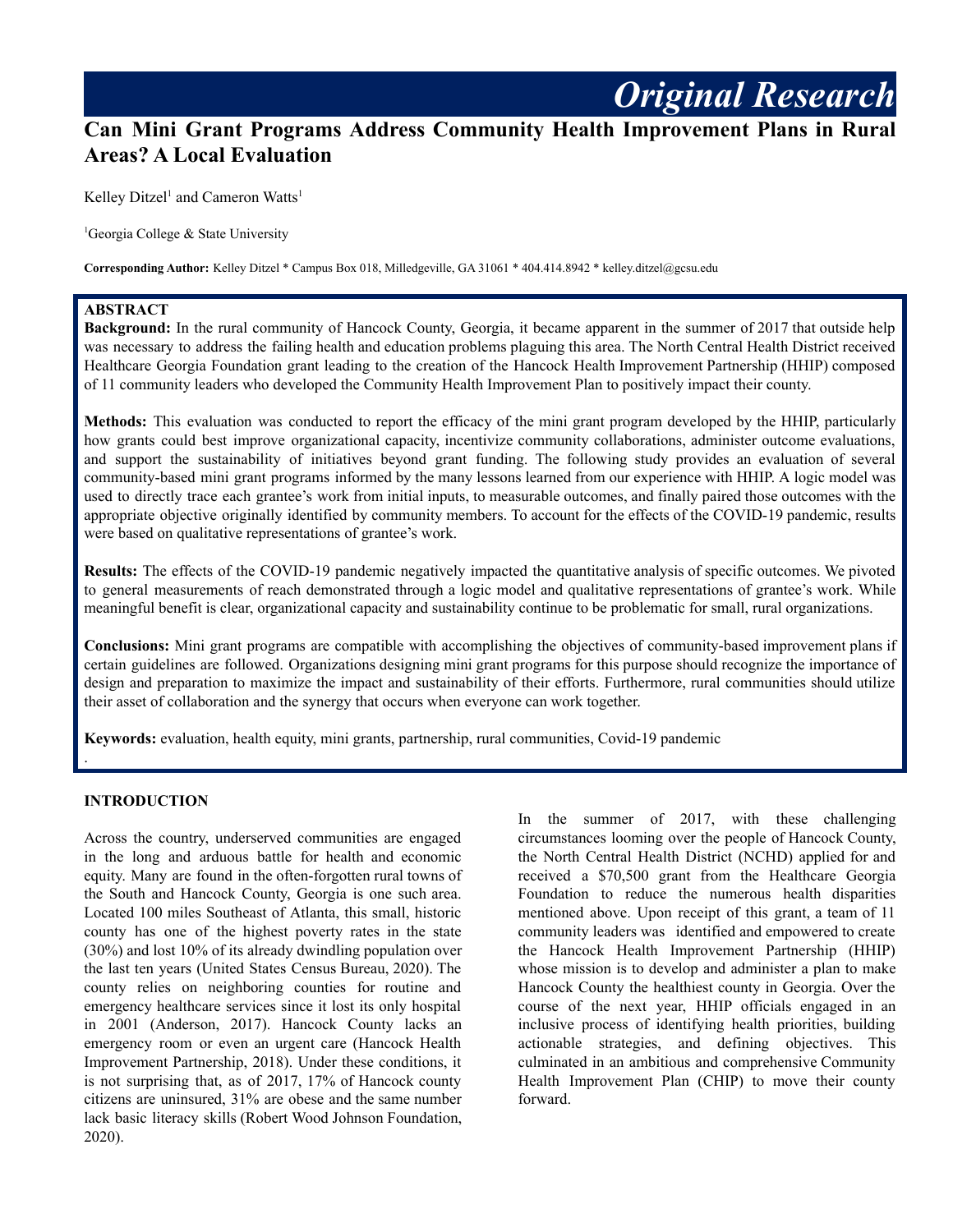*Original Research*

# Can Mini Grant Programs Address Community Health Improvement Plans in Rural Areas? A Local Evaluation

Kelley Ditzel[1] and Cameron Watts[1]

[1]Georgia College & State University

**Corresponding Author:** Kelley Ditzel * Campus Box 018, Milledgeville, GA 31061 * 404.414.8942 * kelley.ditzel@gcsu.edu

## ABSTRACT

**Background:** In the rural community of Hancock County, Georgia, it became apparent in the summer of 2017 that outside help was necessary to address the failing health and education problems plaguing this area. The North Central Health District received Healthcare Georgia Foundation grant leading to the creation of the Hancock Health Improvement Partnership (HHIP) composed of 11 community leaders who developed the Community Health Improvement Plan to positively impact their county.

**Methods:** This evaluation was conducted to report the efficacy of the mini grant program developed by the HHIP, particularly how grants could best improve organizational capacity, incentivize community collaborations, administer outcome evaluations, and support the sustainability of initiatives beyond grant funding. The following study provides an evaluation of several community-based mini grant programs informed by the many lessons learned from our experience with HHIP. A logic model was used to directly trace each grantee's work from initial inputs, to measurable outcomes, and finally paired those outcomes with the appropriate objective originally identified by community members. To account for the effects of the COVID-19 pandemic, results were based on qualitative representations of grantee's work.

**Results:** The effects of the COVID-19 pandemic negatively impacted the quantitative analysis of specific outcomes. We pivoted to general measurements of reach demonstrated through a logic model and qualitative representations of grantee's work. While meaningful benefit is clear, organizational capacity and sustainability continue to be problematic for small, rural organizations.

**Conclusions:** Mini grant programs are compatible with accomplishing the objectives of community-based improvement plans if certain guidelines are followed. Organizations designing mini grant programs for this purpose should recognize the importance of design and preparation to maximize the impact and sustainability of their efforts. Furthermore, rural communities should utilize their asset of collaboration and the synergy that occurs when everyone can work together.

**Keywords:** evaluation, health equity, mini grants, partnership, rural communities, Covid-19 pandemic

## INTRODUCTION

Across the country, underserved communities are engaged in the long and arduous battle for health and economic equity. Many are found in the often-forgotten rural towns of the South and Hancock County, Georgia is one such area. Located 100 miles Southeast of Atlanta, this small, historic county has one of the highest poverty rates in the state (30%) and lost 10% of its already dwindling population over the last ten years (United States Census Bureau, 2020). The county relies on neighboring counties for routine and emergency healthcare services since it lost its only hospital in 2001 (Anderson, 2017). Hancock County lacks an emergency room or even an urgent care (Hancock Health Improvement Partnership, 2018). Under these conditions, it is not surprising that, as of 2017, 17% of Hancock county citizens are uninsured, 31% are obese and the same number lack basic literacy skills (Robert Wood Johnson Foundation, 2020).

In the summer of 2017, with these challenging circumstances looming over the people of Hancock County, the North Central Health District (NCHD) applied for and received a $70,500 grant from the Healthcare Georgia Foundation to reduce the numerous health disparities mentioned above. Upon receipt of this grant, a team of 11 community leaders was identified and empowered to create the Hancock Health Improvement Partnership (HHIP) whose mission is to develop and administer a plan to make Hancock County the healthiest county in Georgia. Over the course of the next year, HHIP officials engaged in an inclusive process of identifying health priorities, building actionable strategies, and defining objectives. This culminated in an ambitious and comprehensive Community Health Improvement Plan (CHIP) to move their county forward.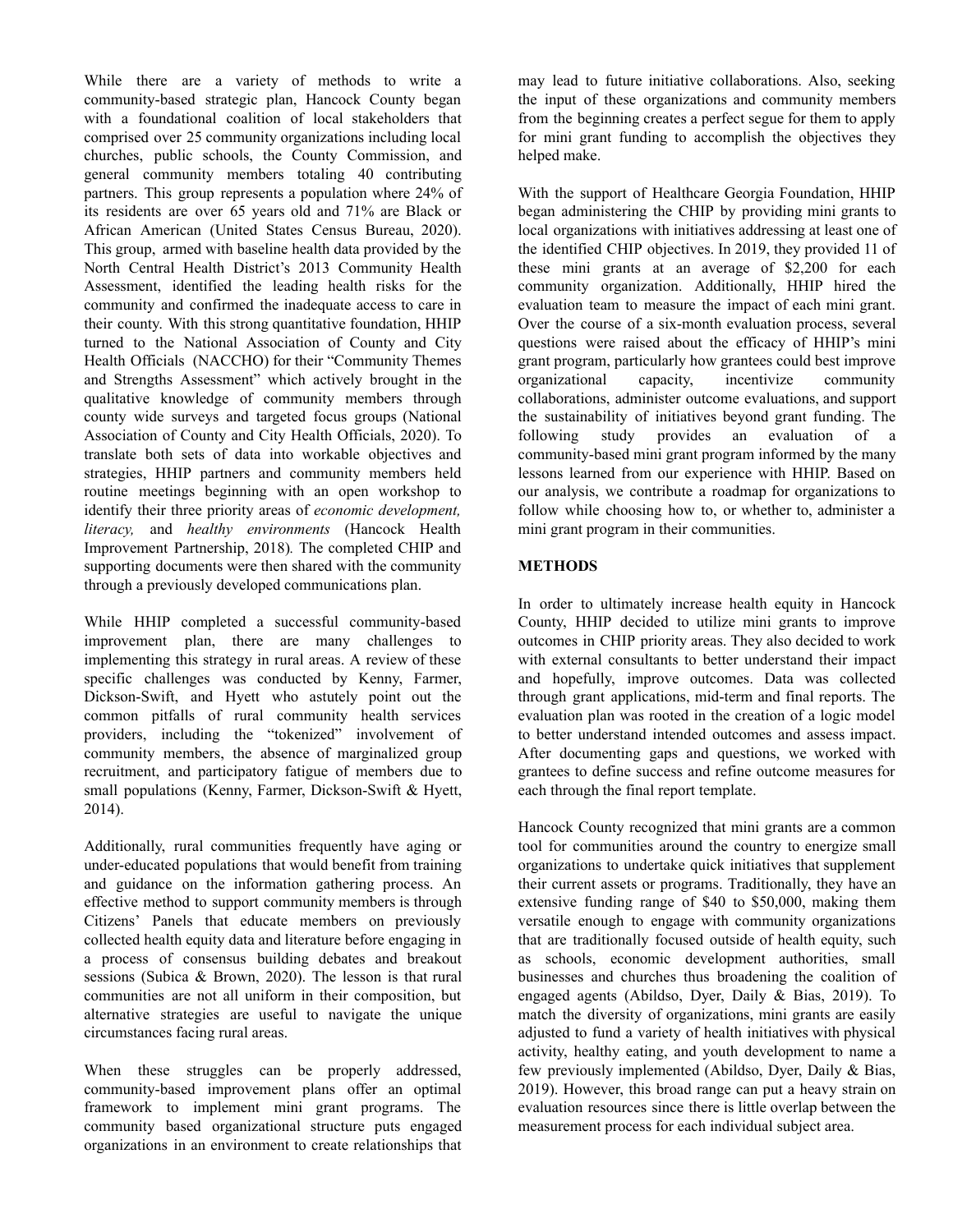While there are a variety of methods to write a community-based strategic plan, Hancock County began with a foundational coalition of local stakeholders that comprised over 25 community organizations including local churches, public schools, the County Commission, and general community members totaling 40 contributing partners. This group represents a population where 24% of its residents are over 65 years old and 71% are Black or African American (United States Census Bureau, 2020). This group, armed with baseline health data provided by the North Central Health District's 2013 Community Health Assessment, identified the leading health risks for the community and confirmed the inadequate access to care in their county. With this strong quantitative foundation, HHIP turned to the National Association of County and City Health Officials (NACCHO) for their "Community Themes and Strengths Assessment" which actively brought in the qualitative knowledge of community members through county wide surveys and targeted focus groups (National Association of County and City Health Officials, 2020). To translate both sets of data into workable objectives and strategies, HHIP partners and community members held routine meetings beginning with an open workshop to identify their three priority areas of *economic development, literacy,* and *healthy environments* (Hancock Health Improvement Partnership, 2018). The completed CHIP and supporting documents were then shared with the community through a previously developed communications plan.

While HHIP completed a successful community-based improvement plan, there are many challenges to implementing this strategy in rural areas. A review of these specific challenges was conducted by Kenny, Farmer, Dickson-Swift, and Hyett who astutely point out the common pitfalls of rural community health services providers, including the "tokenized" involvement of community members, the absence of marginalized group recruitment, and participatory fatigue of members due to small populations (Kenny, Farmer, Dickson-Swift & Hyett, 2014).

Additionally, rural communities frequently have aging or under-educated populations that would benefit from training and guidance on the information gathering process. An effective method to support community members is through Citizens' Panels that educate members on previously collected health equity data and literature before engaging in a process of consensus building debates and breakout sessions (Subica & Brown, 2020). The lesson is that rural communities are not all uniform in their composition, but alternative strategies are useful to navigate the unique circumstances facing rural areas.

When these struggles can be properly addressed, community-based improvement plans offer an optimal framework to implement mini grant programs. The community based organizational structure puts engaged organizations in an environment to create relationships that may lead to future initiative collaborations. Also, seeking the input of these organizations and community members from the beginning creates a perfect segue for them to apply for mini grant funding to accomplish the objectives they helped make.

With the support of Healthcare Georgia Foundation, HHIP began administering the CHIP by providing mini grants to local organizations with initiatives addressing at least one of the identified CHIP objectives. In 2019, they provided 11 of these mini grants at an average of $2,200 for each community organization. Additionally, HHIP hired the evaluation team to measure the impact of each mini grant. Over the course of a six-month evaluation process, several questions were raised about the efficacy of HHIP's mini grant program, particularly how grantees could best improve organizational capacity, incentivize community collaborations, administer outcome evaluations, and support the sustainability of initiatives beyond grant funding. The following study provides an evaluation of a community-based mini grant program informed by the many lessons learned from our experience with HHIP. Based on our analysis, we contribute a roadmap for organizations to follow while choosing how to, or whether to, administer a mini grant program in their communities.

## METHODS

In order to ultimately increase health equity in Hancock County, HHIP decided to utilize mini grants to improve outcomes in CHIP priority areas. They also decided to work with external consultants to better understand their impact and hopefully, improve outcomes. Data was collected through grant applications, mid-term and final reports. The evaluation plan was rooted in the creation of a logic model to better understand intended outcomes and assess impact. After documenting gaps and questions, we worked with grantees to define success and refine outcome measures for each through the final report template.

Hancock County recognized that mini grants are a common tool for communities around the country to energize small organizations to undertake quick initiatives that supplement their current assets or programs. Traditionally, they have an extensive funding range of $40 to $50,000, making them versatile enough to engage with community organizations that are traditionally focused outside of health equity, such as schools, economic development authorities, small businesses and churches thus broadening the coalition of engaged agents (Abildso, Dyer, Daily & Bias, 2019). To match the diversity of organizations, mini grants are easily adjusted to fund a variety of health initiatives with physical activity, healthy eating, and youth development to name a few previously implemented (Abildso, Dyer, Daily & Bias, 2019). However, this broad range can put a heavy strain on evaluation resources since there is little overlap between the measurement process for each individual subject area.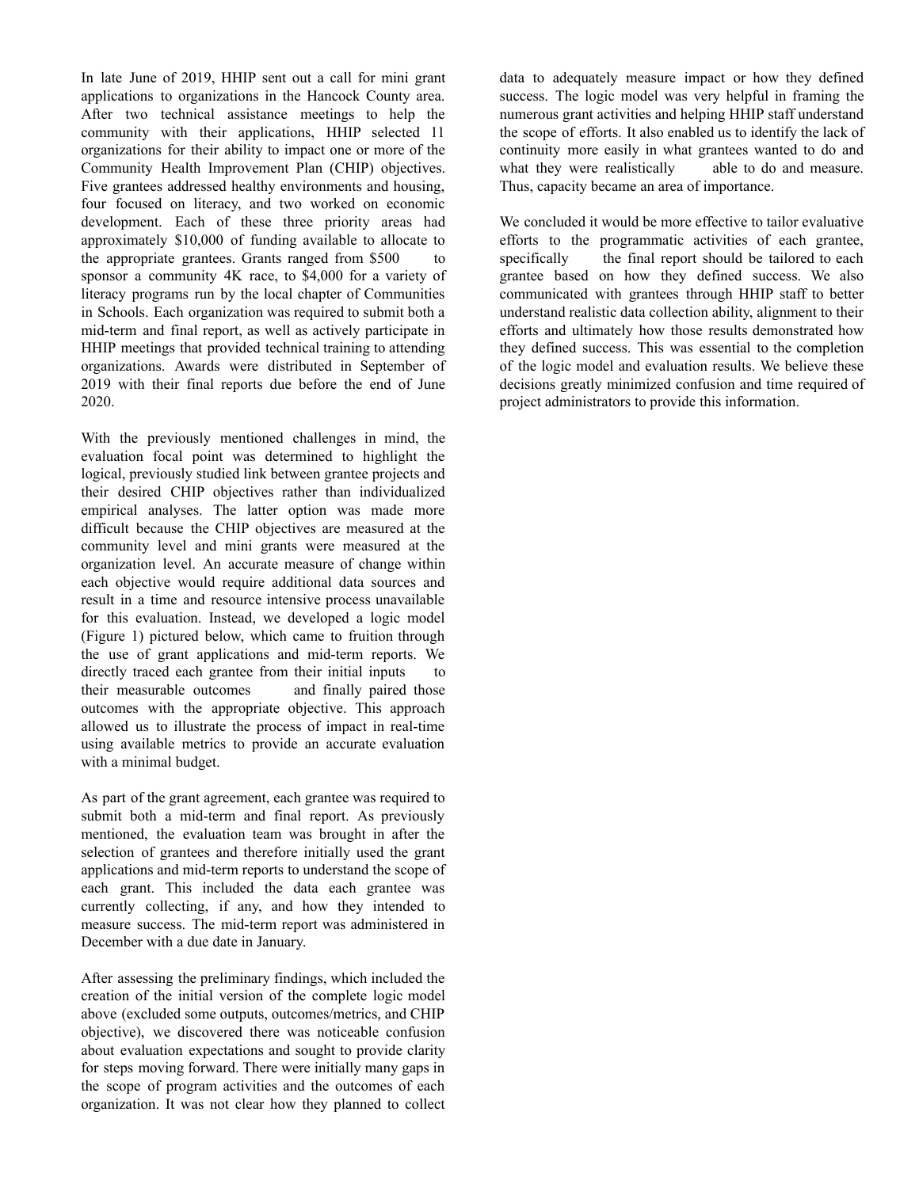In late June of 2019, HHIP sent out a call for mini grant applications to organizations in the Hancock County area. After two technical assistance meetings to help the community with their applications, HHIP selected 11 organizations for their ability to impact one or more of the Community Health Improvement Plan (CHIP) objectives. Five grantees addressed healthy environments and housing, four focused on literacy, and two worked on economic development. Each of these three priority areas had approximately $10,000 of funding available to allocate to the appropriate grantees. Grants ranged from $500 to sponsor a community 4K race, to $4,000 for a variety of literacy programs run by the local chapter of Communities in Schools. Each organization was required to submit both a mid-term and final report, as well as actively participate in HHIP meetings that provided technical training to attending organizations. Awards were distributed in September of 2019 with their final reports due before the end of June 2020.

With the previously mentioned challenges in mind, the evaluation focal point was determined to highlight the logical, previously studied link between grantee projects and their desired CHIP objectives rather than individualized empirical analyses. The latter option was made more difficult because the CHIP objectives are measured at the community level and mini grants were measured at the organization level. An accurate measure of change within each objective would require additional data sources and result in a time and resource intensive process unavailable for this evaluation. Instead, we developed a logic model (Figure 1) pictured below, which came to fruition through the use of grant applications and mid-term reports. We directly traced each grantee from their initial inputs to their measurable outcomes and finally paired those outcomes with the appropriate objective. This approach allowed us to illustrate the process of impact in real-time using available metrics to provide an accurate evaluation with a minimal budget.

As part of the grant agreement, each grantee was required to submit both a mid-term and final report. As previously mentioned, the evaluation team was brought in after the selection of grantees and therefore initially used the grant applications and mid-term reports to understand the scope of each grant. This included the data each grantee was currently collecting, if any, and how they intended to measure success. The mid-term report was administered in December with a due date in January.

After assessing the preliminary findings, which included the creation of the initial version of the complete logic model above (excluded some outputs, outcomes/metrics, and CHIP objective), we discovered there was noticeable confusion about evaluation expectations and sought to provide clarity for steps moving forward. There were initially many gaps in the scope of program activities and the outcomes of each organization. It was not clear how they planned to collect data to adequately measure impact or how they defined success. The logic model was very helpful in framing the numerous grant activities and helping HHIP staff understand the scope of efforts. It also enabled us to identify the lack of continuity more easily in what grantees wanted to do and what they were realistically able to do and measure. Thus, capacity became an area of importance.

We concluded it would be more effective to tailor evaluative efforts to the programmatic activities of each grantee, specifically the final report should be tailored to each grantee based on how they defined success. We also communicated with grantees through HHIP staff to better understand realistic data collection ability, alignment to their efforts and ultimately how those results demonstrated how they defined success. This was essential to the completion of the logic model and evaluation results. We believe these decisions greatly minimized confusion and time required of project administrators to provide this information.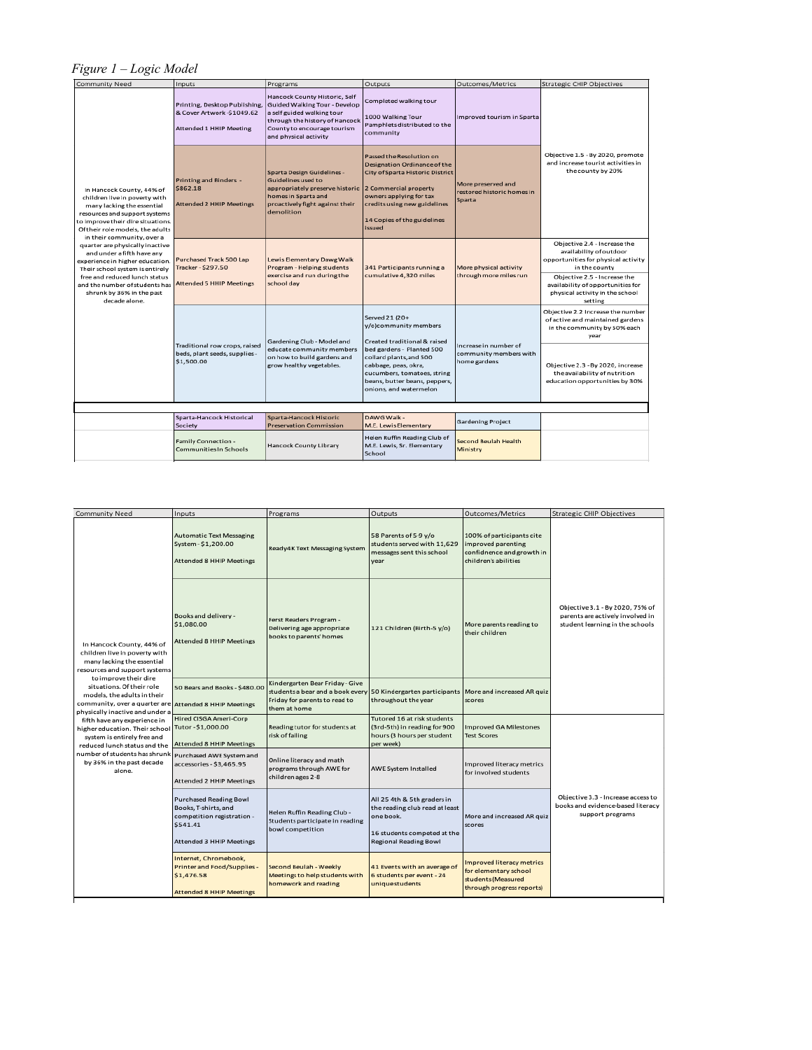*Figure 1 – Logic Model*

| Community Need | Inputs | Programs | Outputs | Outcomes/Metrics | Strategic CHIP Objectives |
|---|---|---|---|---|---|
| In Hancock County, 44% of children live in poverty with many lacking the essential resources and support systems to improve their dire situations. Of their role models, the adults in their community, over a quarter are physically inactive and under a fifth have any experience in higher education. Their school system is entirely free and reduced lunch status and the number of students has shrunk by 36% in the past decade alone. | Printing, Desktop Publishing, & Cover Artwork -$1049.62<br><br>Attended 1 HHIP Meeting | Hancock County Historic, Self Guided Walking Tour - Develop a self guided walking tour through the history of Hancock County to encourage tourism and physical activity | Completed walking tour<br><br>1000 Walking Tour Pamphlets distributed to the community | Improved tourism in Sparta | Objective 1.5 - By 2020, promote and increase tourist activities in the county by 20% |
| | Printing and Binders - $862.18<br><br>Attended 2 HHIP Meetings | Sparta Design Guidelines - Guidelines used to appropriately preserve historic homes in Sparta and proactively fight against their demolition | Passed the Resolution on Designation Ordinance of the City of Sparta Historic District<br><br>2 Commercial property owners applying for tax credits using new guidelines<br><br>14 Copies of the guidelines issued | More preserved and restored historic homes in Sparta | |
| | Purchased Track 500 Lap Tracker - $297.50<br><br>Attended 5 HHIP Meetings | Lewis Elementary Dawg Walk Program - Helping students exercise and run during the school day | 341 Participants running a cumulative 4,320 miles | More physical activity through more miles run | Objective 2.4 - Increase the availability of outdoor opportunities for physical activity in the county<br><br>Objective 2.5 - Increase the availability of opportunities for physical activity in the school setting |
| | Traditional row crops, raised beds, plant seeds, supplies - $1,500.00 | Gardening Club - Model and educate community members on how to build gardens and grow healthy vegetables. | Served 21 (20+ y/o) community members<br><br>Created traditional & raised bed gardens - Planted 500 collard plants, and 500 cabbage, peas, okra, cucumbers, tomatoes, string beans, butter beans, peppers, onions, and watermelon | Increase in number of community members with home gardens | Objective 2.2 Increase the number of active and maintained gardens in the community by 50% each year<br><br>Objective 2.3 - By 2020, increase the availability of nutrition education opportunities by 30% |

| | | | | | |
|---|---|---|---|---|---|
| | Sparta-Hancock Historical Society | Sparta-Hancock Historic Preservation Commission | DAWG Walk - M.E. Lewis Elementary | Gardening Project | |
| | Family Connection - Communities In Schools | Hancock County Library | Helen Ruffin Reading Club of M.E. Lewis, Sr. Elementary School | Second Beulah Health Ministry | |

| Community Need | Inputs | Programs | Outputs | Outcomes/Metrics | Strategic CHIP Objectives |
|---|---|---|---|---|---|
| In Hancock County, 44% of children live in poverty with many lacking the essential resources and support systems to improve their dire situations. Of their role models, the adults in their community, over a quarter are physically inactive and under a fifth have any experience in higher education. Their school system is entirely free and reduced lunch status and the number of students has shrunk by 36% in the past decade alone. | Automatic Text Messaging System - $1,200.00<br><br>Attended 8 HHIP Meetings | Ready4K Text Messaging System | 58 Parents of 5-9 y/o students served with 11,629 messages sent this school year | 100% of participants cite improved parenting confidnence and growth in children's abilities | Objective 3.1 - By 2020, 75% of parents are actively involved in student learning in the schools |
| | Books and delivery - $1,080.00<br><br>Attended 8 HHIP Meetings | First Readers Program - Delivering age appropriate books to parents' homes | 121 Children (Birth-5 y/o) | More parents reading to their children | |
| | 50 Bears and Books - $480.00<br><br>Attended 8 HHIP Meetings | Kindergarten Bear Friday - Give students a bear and a book every Friday for parents to read to them at home | 50 Kindergarten participants throughout the year | More and increased AR quiz scores | |
| | Hired CISGA Ameri-Corp Tutor - $1,000.00<br><br>Attended 8 HHIP Meetings | Reading tutor for students at risk of failing | Tutored 16 at risk students (3rd-5th) in reading for 900 hours (3 hours per student per week) | Improved GA Milestones Test Scores | Objective 3.3 - Increase access to books and evidence-based literacy support programs |
| | Purchased AWE System and accessories - $3,465.95<br><br>Attended 2 HHIP Meetings | Online literacy and math programs through AWE for children ages 2-8 | AWE System Installed | Improved literacy metrics for involved students | |
| | Purchased Reading Bowl Books, T-shirts, and competition registration - $541.41<br><br>Attended 3 HHIP Meetings | Helen Ruffin Reading Club - Students participate in reading bowl competition | All 25 4th & 5th graders in the reading club read at least one book.<br><br>16 students competed at the Regional Reading Bowl | More and increased AR quiz scores | |
| | Internet, Chromebook, Printer and Food/Supplies - $1,476.58<br><br>Attended 8 HHIP Meetings | Second Beulah - Weekly Meetings to help students with homework and reading | 41 Events with an average of 6 students per event - 24 unique students | Improved literacy metrics for elementary school students (Measured through progress reports) | |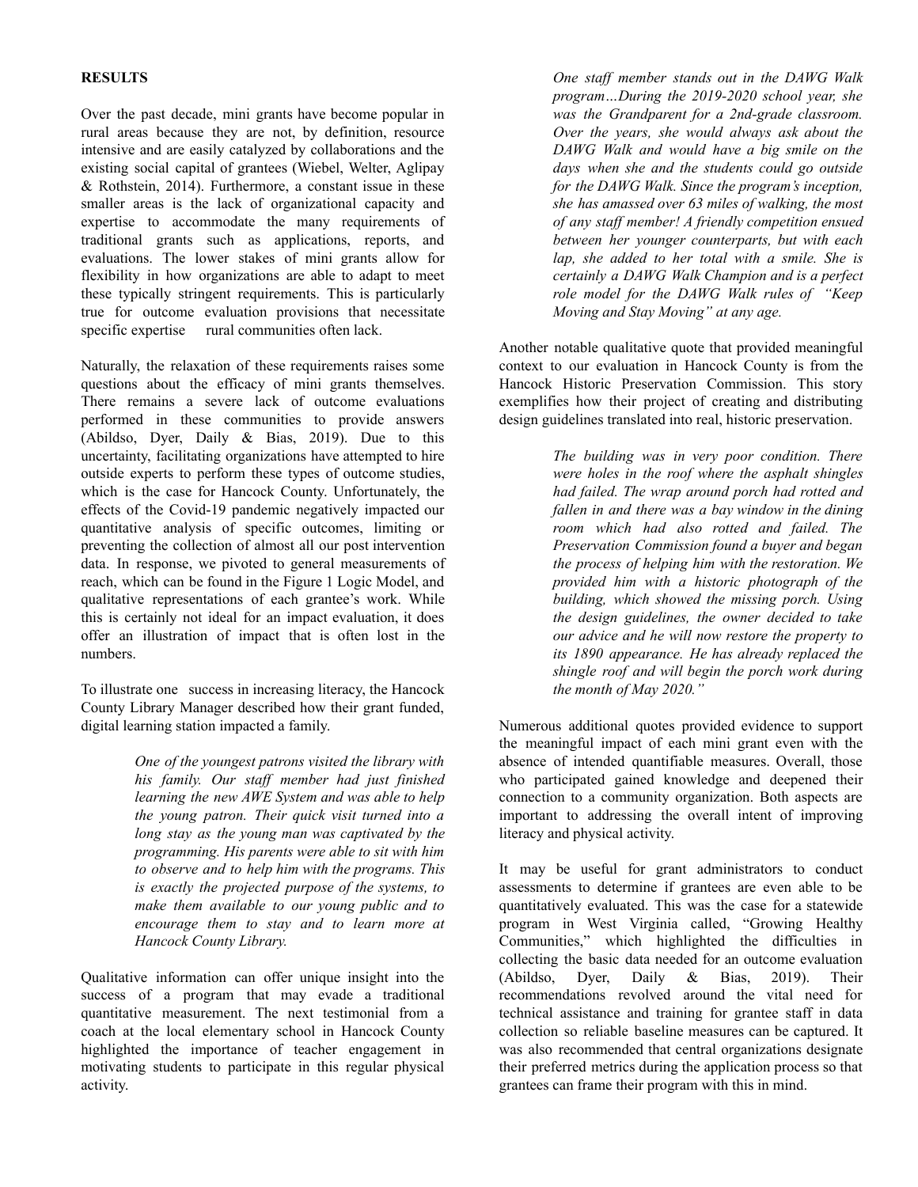## RESULTS

Over the past decade, mini grants have become popular in rural areas because they are not, by definition, resource intensive and are easily catalyzed by collaborations and the existing social capital of grantees (Wiebel, Welter, Aglipay & Rothstein, 2014). Furthermore, a constant issue in these smaller areas is the lack of organizational capacity and expertise to accommodate the many requirements of traditional grants such as applications, reports, and evaluations. The lower stakes of mini grants allow for flexibility in how organizations are able to adapt to meet these typically stringent requirements. This is particularly true for outcome evaluation provisions that necessitate specific expertise rural communities often lack.

Naturally, the relaxation of these requirements raises some questions about the efficacy of mini grants themselves. There remains a severe lack of outcome evaluations performed in these communities to provide answers (Abildso, Dyer, Daily & Bias, 2019). Due to this uncertainty, facilitating organizations have attempted to hire outside experts to perform these types of outcome studies, which is the case for Hancock County. Unfortunately, the effects of the Covid-19 pandemic negatively impacted our quantitative analysis of specific outcomes, limiting or preventing the collection of almost all our post intervention data. In response, we pivoted to general measurements of reach, which can be found in the Figure 1 Logic Model, and qualitative representations of each grantee's work. While this is certainly not ideal for an impact evaluation, it does offer an illustration of impact that is often lost in the numbers.

To illustrate one success in increasing literacy, the Hancock County Library Manager described how their grant funded, digital learning station impacted a family.

> *One of the youngest patrons visited the library with his family. Our staff member had just finished learning the new AWE System and was able to help the young patron. Their quick visit turned into a long stay as the young man was captivated by the programming. His parents were able to sit with him to observe and to help him with the programs. This is exactly the projected purpose of the systems, to make them available to our young public and to encourage them to stay and to learn more at Hancock County Library.*

Qualitative information can offer unique insight into the success of a program that may evade a traditional quantitative measurement. The next testimonial from a coach at the local elementary school in Hancock County highlighted the importance of teacher engagement in motivating students to participate in this regular physical activity.

> *One staff member stands out in the DAWG Walk program…During the 2019-2020 school year, she was the Grandparent for a 2nd-grade classroom. Over the years, she would always ask about the DAWG Walk and would have a big smile on the days when she and the students could go outside for the DAWG Walk. Since the program's inception, she has amassed over 63 miles of walking, the most of any staff member! A friendly competition ensued between her younger counterparts, but with each lap, she added to her total with a smile. She is certainly a DAWG Walk Champion and is a perfect role model for the DAWG Walk rules of "Keep Moving and Stay Moving" at any age.*

Another notable qualitative quote that provided meaningful context to our evaluation in Hancock County is from the Hancock Historic Preservation Commission. This story exemplifies how their project of creating and distributing design guidelines translated into real, historic preservation.

> *The building was in very poor condition. There were holes in the roof where the asphalt shingles had failed. The wrap around porch had rotted and fallen in and there was a bay window in the dining room which had also rotted and failed. The Preservation Commission found a buyer and began the process of helping him with the restoration. We provided him with a historic photograph of the building, which showed the missing porch. Using the design guidelines, the owner decided to take our advice and he will now restore the property to its 1890 appearance. He has already replaced the shingle roof and will begin the porch work during the month of May 2020."*

Numerous additional quotes provided evidence to support the meaningful impact of each mini grant even with the absence of intended quantifiable measures. Overall, those who participated gained knowledge and deepened their connection to a community organization. Both aspects are important to addressing the overall intent of improving literacy and physical activity.

It may be useful for grant administrators to conduct assessments to determine if grantees are even able to be quantitatively evaluated. This was the case for a statewide program in West Virginia called, "Growing Healthy Communities," which highlighted the difficulties in collecting the basic data needed for an outcome evaluation (Abildso, Dyer, Daily & Bias, 2019). Their recommendations revolved around the vital need for technical assistance and training for grantee staff in data collection so reliable baseline measures can be captured. It was also recommended that central organizations designate their preferred metrics during the application process so that grantees can frame their program with this in mind.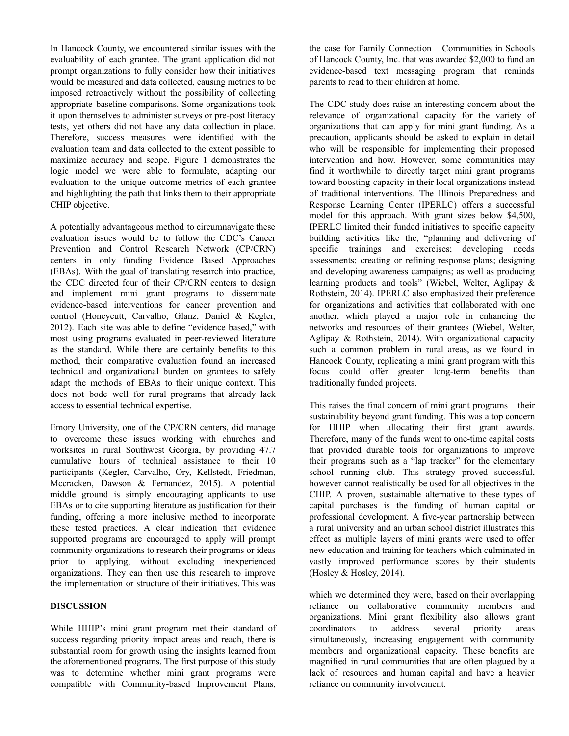In Hancock County, we encountered similar issues with the evaluability of each grantee. The grant application did not prompt organizations to fully consider how their initiatives would be measured and data collected, causing metrics to be imposed retroactively without the possibility of collecting appropriate baseline comparisons. Some organizations took it upon themselves to administer surveys or pre-post literacy tests, yet others did not have any data collection in place. Therefore, success measures were identified with the evaluation team and data collected to the extent possible to maximize accuracy and scope. Figure 1 demonstrates the logic model we were able to formulate, adapting our evaluation to the unique outcome metrics of each grantee and highlighting the path that links them to their appropriate CHIP objective.

A potentially advantageous method to circumnavigate these evaluation issues would be to follow the CDC's Cancer Prevention and Control Research Network (CP/CRN) centers in only funding Evidence Based Approaches (EBAs). With the goal of translating research into practice, the CDC directed four of their CP/CRN centers to design and implement mini grant programs to disseminate evidence-based interventions for cancer prevention and control (Honeycutt, Carvalho, Glanz, Daniel & Kegler, 2012). Each site was able to define "evidence based," with most using programs evaluated in peer-reviewed literature as the standard. While there are certainly benefits to this method, their comparative evaluation found an increased technical and organizational burden on grantees to safely adapt the methods of EBAs to their unique context. This does not bode well for rural programs that already lack access to essential technical expertise.

Emory University, one of the CP/CRN centers, did manage to overcome these issues working with churches and worksites in rural Southwest Georgia, by providing 47.7 cumulative hours of technical assistance to their 10 participants (Kegler, Carvalho, Ory, Kellstedt, Friedman, Mccracken, Dawson & Fernandez, 2015). A potential middle ground is simply encouraging applicants to use EBAs or to cite supporting literature as justification for their funding, offering a more inclusive method to incorporate these tested practices. A clear indication that evidence supported programs are encouraged to apply will prompt community organizations to research their programs or ideas prior to applying, without excluding inexperienced organizations. They can then use this research to improve the implementation or structure of their initiatives. This was the case for Family Connection – Communities in Schools of Hancock County, Inc. that was awarded $2,000 to fund an evidence-based text messaging program that reminds parents to read to their children at home.

The CDC study does raise an interesting concern about the relevance of organizational capacity for the variety of organizations that can apply for mini grant funding. As a precaution, applicants should be asked to explain in detail who will be responsible for implementing their proposed intervention and how. However, some communities may find it worthwhile to directly target mini grant programs toward boosting capacity in their local organizations instead of traditional interventions. The Illinois Preparedness and Response Learning Center (IPERLC) offers a successful model for this approach. With grant sizes below $4,500, IPERLC limited their funded initiatives to specific capacity building activities like the, "planning and delivering of specific trainings and exercises; developing needs assessments; creating or refining response plans; designing and developing awareness campaigns; as well as producing learning products and tools" (Wiebel, Welter, Aglipay & Rothstein, 2014). IPERLC also emphasized their preference for organizations and activities that collaborated with one another, which played a major role in enhancing the networks and resources of their grantees (Wiebel, Welter, Aglipay & Rothstein, 2014). With organizational capacity such a common problem in rural areas, as we found in Hancock County, replicating a mini grant program with this focus could offer greater long-term benefits than traditionally funded projects.

This raises the final concern of mini grant programs – their sustainability beyond grant funding. This was a top concern for HHIP when allocating their first grant awards. Therefore, many of the funds went to one-time capital costs that provided durable tools for organizations to improve their programs such as a "lap tracker" for the elementary school running club. This strategy proved successful, however cannot realistically be used for all objectives in the CHIP. A proven, sustainable alternative to these types of capital purchases is the funding of human capital or professional development. A five-year partnership between a rural university and an urban school district illustrates this effect as multiple layers of mini grants were used to offer new education and training for teachers which culminated in vastly improved performance scores by their students (Hosley & Hosley, 2014).

## DISCUSSION

While HHIP's mini grant program met their standard of success regarding priority impact areas and reach, there is substantial room for growth using the insights learned from the aforementioned programs. The first purpose of this study was to determine whether mini grant programs were compatible with Community-based Improvement Plans, which we determined they were, based on their overlapping reliance on collaborative community members and organizations. Mini grant flexibility also allows grant coordinators to address several priority areas simultaneously, increasing engagement with community members and organizational capacity. These benefits are magnified in rural communities that are often plagued by a lack of resources and human capital and have a heavier reliance on community involvement.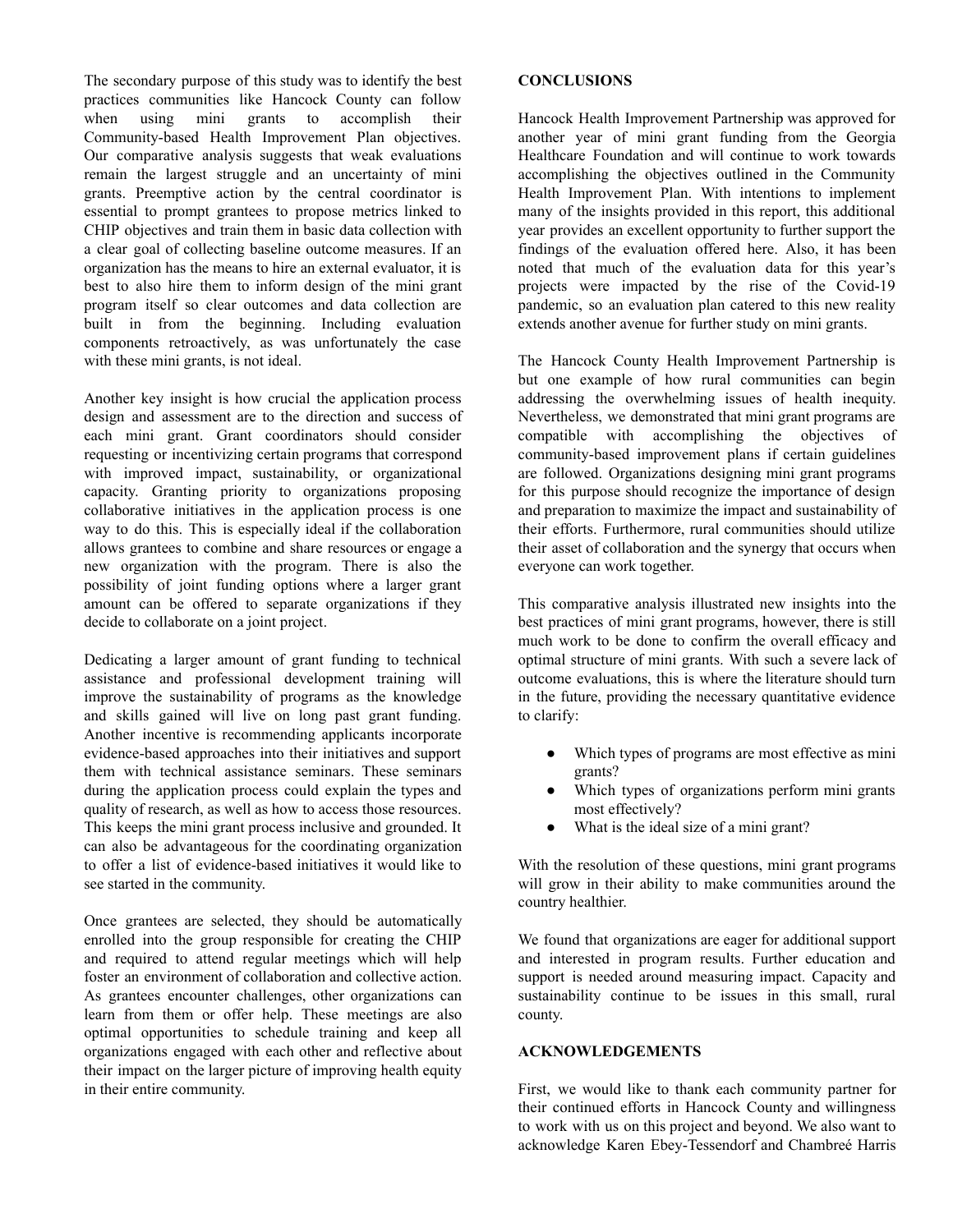The secondary purpose of this study was to identify the best practices communities like Hancock County can follow when using mini grants to accomplish their Community-based Health Improvement Plan objectives. Our comparative analysis suggests that weak evaluations remain the largest struggle and an uncertainty of mini grants. Preemptive action by the central coordinator is essential to prompt grantees to propose metrics linked to CHIP objectives and train them in basic data collection with a clear goal of collecting baseline outcome measures. If an organization has the means to hire an external evaluator, it is best to also hire them to inform design of the mini grant program itself so clear outcomes and data collection are built in from the beginning. Including evaluation components retroactively, as was unfortunately the case with these mini grants, is not ideal.

Another key insight is how crucial the application process design and assessment are to the direction and success of each mini grant. Grant coordinators should consider requesting or incentivizing certain programs that correspond with improved impact, sustainability, or organizational capacity. Granting priority to organizations proposing collaborative initiatives in the application process is one way to do this. This is especially ideal if the collaboration allows grantees to combine and share resources or engage a new organization with the program. There is also the possibility of joint funding options where a larger grant amount can be offered to separate organizations if they decide to collaborate on a joint project.

Dedicating a larger amount of grant funding to technical assistance and professional development training will improve the sustainability of programs as the knowledge and skills gained will live on long past grant funding. Another incentive is recommending applicants incorporate evidence-based approaches into their initiatives and support them with technical assistance seminars. These seminars during the application process could explain the types and quality of research, as well as how to access those resources. This keeps the mini grant process inclusive and grounded. It can also be advantageous for the coordinating organization to offer a list of evidence-based initiatives it would like to see started in the community.

Once grantees are selected, they should be automatically enrolled into the group responsible for creating the CHIP and required to attend regular meetings which will help foster an environment of collaboration and collective action. As grantees encounter challenges, other organizations can learn from them or offer help. These meetings are also optimal opportunities to schedule training and keep all organizations engaged with each other and reflective about their impact on the larger picture of improving health equity in their entire community.

## CONCLUSIONS

Hancock Health Improvement Partnership was approved for another year of mini grant funding from the Georgia Healthcare Foundation and will continue to work towards accomplishing the objectives outlined in the Community Health Improvement Plan. With intentions to implement many of the insights provided in this report, this additional year provides an excellent opportunity to further support the findings of the evaluation offered here. Also, it has been noted that much of the evaluation data for this year's projects were impacted by the rise of the Covid-19 pandemic, so an evaluation plan catered to this new reality extends another avenue for further study on mini grants.

The Hancock County Health Improvement Partnership is but one example of how rural communities can begin addressing the overwhelming issues of health inequity. Nevertheless, we demonstrated that mini grant programs are compatible with accomplishing the objectives of community-based improvement plans if certain guidelines are followed. Organizations designing mini grant programs for this purpose should recognize the importance of design and preparation to maximize the impact and sustainability of their efforts. Furthermore, rural communities should utilize their asset of collaboration and the synergy that occurs when everyone can work together.

This comparative analysis illustrated new insights into the best practices of mini grant programs, however, there is still much work to be done to confirm the overall efficacy and optimal structure of mini grants. With such a severe lack of outcome evaluations, this is where the literature should turn in the future, providing the necessary quantitative evidence to clarify:

- Which types of programs are most effective as mini grants?
- Which types of organizations perform mini grants most effectively?
- What is the ideal size of a mini grant?

With the resolution of these questions, mini grant programs will grow in their ability to make communities around the country healthier.

We found that organizations are eager for additional support and interested in program results. Further education and support is needed around measuring impact. Capacity and sustainability continue to be issues in this small, rural county.

## ACKNOWLEDGEMENTS

First, we would like to thank each community partner for their continued efforts in Hancock County and willingness to work with us on this project and beyond. We also want to acknowledge Karen Ebey-Tessendorf and Chambreé Harris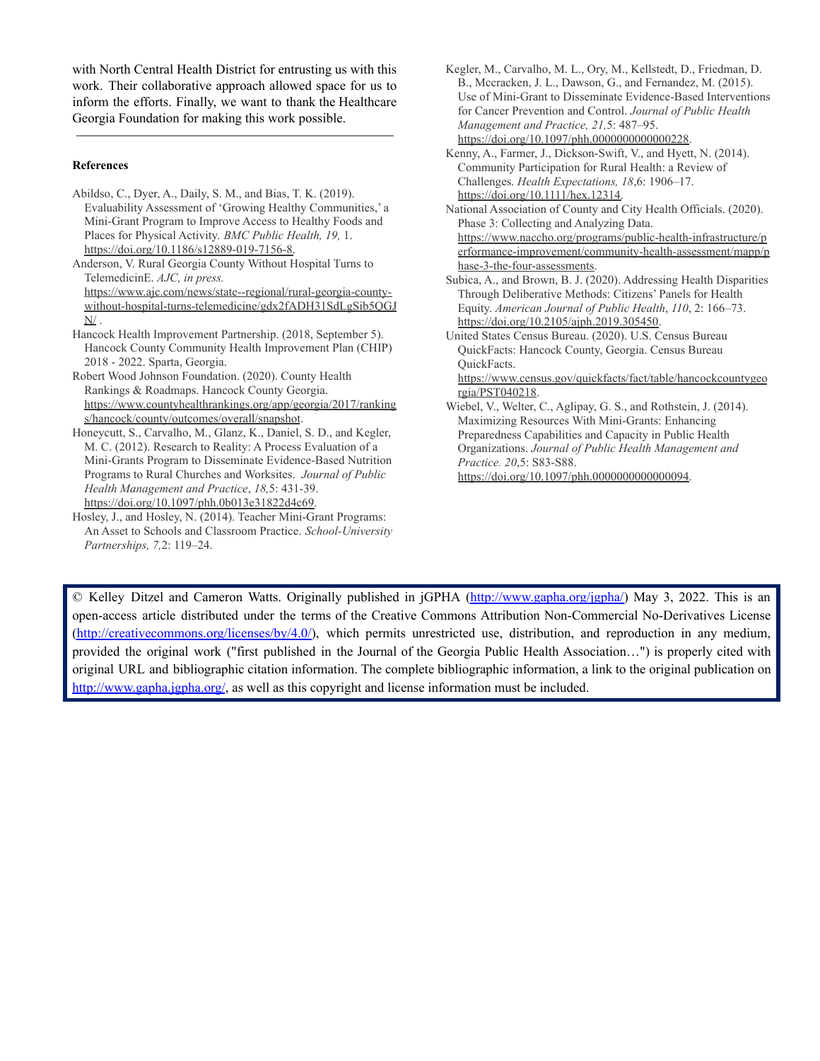with North Central Health District for entrusting us with this work. Their collaborative approach allowed space for us to inform the efforts. Finally, we want to thank the Healthcare Georgia Foundation for making this work possible.

---

**References**

Abildso, C., Dyer, A., Daily, S. M., and Bias, T. K. (2019). Evaluability Assessment of 'Growing Healthy Communities,' a Mini-Grant Program to Improve Access to Healthy Foods and Places for Physical Activity. *BMC Public Health, 19,* 1. https://doi.org/10.1186/s12889-019-7156-8.

Anderson, V. Rural Georgia County Without Hospital Turns to TelemedicinE. *AJC, in press.* https://www.ajc.com/news/state--regional/rural-georgia-county-without-hospital-turns-telemedicine/gdx2fADH31SdLgSib5QGJN/ .

Hancock Health Improvement Partnership. (2018, September 5). Hancock County Community Health Improvement Plan (CHIP) 2018 - 2022. Sparta, Georgia.

Robert Wood Johnson Foundation. (2020). County Health Rankings & Roadmaps. Hancock County Georgia. https://www.countyhealthrankings.org/app/georgia/2017/rankings/hancock/county/outcomes/overall/snapshot.

Honeycutt, S., Carvalho, M., Glanz, K., Daniel, S. D., and Kegler, M. C. (2012). Research to Reality: A Process Evaluation of a Mini-Grants Program to Disseminate Evidence-Based Nutrition Programs to Rural Churches and Worksites. *Journal of Public Health Management and Practice*, *18,*5: 431-39. https://doi.org/10.1097/phh.0b013e31822d4c69.

Hosley, J., and Hosley, N. (2014). Teacher Mini-Grant Programs: An Asset to Schools and Classroom Practice. *School-University Partnerships, 7,*2: 119–24.

Kegler, M., Carvalho, M. L., Ory, M., Kellstedt, D., Friedman, D. B., Mccracken, J. L., Dawson, G., and Fernandez, M. (2015). Use of Mini-Grant to Disseminate Evidence-Based Interventions for Cancer Prevention and Control. *Journal of Public Health Management and Practice, 21,*5: 487–95. https://doi.org/10.1097/phh.0000000000000228.

Kenny, A., Farmer, J., Dickson-Swift, V., and Hyett, N. (2014). Community Participation for Rural Health: a Review of Challenges. *Health Expectations, 18*,6: 1906–17. https://doi.org/10.1111/hex.12314.

National Association of County and City Health Officials. (2020). Phase 3: Collecting and Analyzing Data. https://www.naccho.org/programs/public-health-infrastructure/performance-improvement/community-health-assessment/mapp/phase-3-the-four-assessments.

Subica, A., and Brown, B. J. (2020). Addressing Health Disparities Through Deliberative Methods: Citizens' Panels for Health Equity. *American Journal of Public Health*, *110*, 2: 166–73. https://doi.org/10.2105/ajph.2019.305450.

United States Census Bureau. (2020). U.S. Census Bureau QuickFacts: Hancock County, Georgia. Census Bureau QuickFacts. https://www.census.gov/quickfacts/fact/table/hancockcountygeorgia/PST040218.

Wiebel, V., Welter, C., Aglipay, G. S., and Rothstein, J. (2014). Maximizing Resources With Mini-Grants: Enhancing Preparedness Capabilities and Capacity in Public Health Organizations. *Journal of Public Health Management and Practice. 20*,5: S83-S88. https://doi.org/10.1097/phh.0000000000000094.

© Kelley Ditzel and Cameron Watts. Originally published in jGPHA (http://www.gapha.org/jgpha/) May 3, 2022. This is an open-access article distributed under the terms of the Creative Commons Attribution Non-Commercial No-Derivatives License (http://creativecommons.org/licenses/by/4.0/), which permits unrestricted use, distribution, and reproduction in any medium, provided the original work ("first published in the Journal of the Georgia Public Health Association…") is properly cited with original URL and bibliographic citation information. The complete bibliographic information, a link to the original publication on http://www.gapha.jgpha.org/, as well as this copyright and license information must be included.